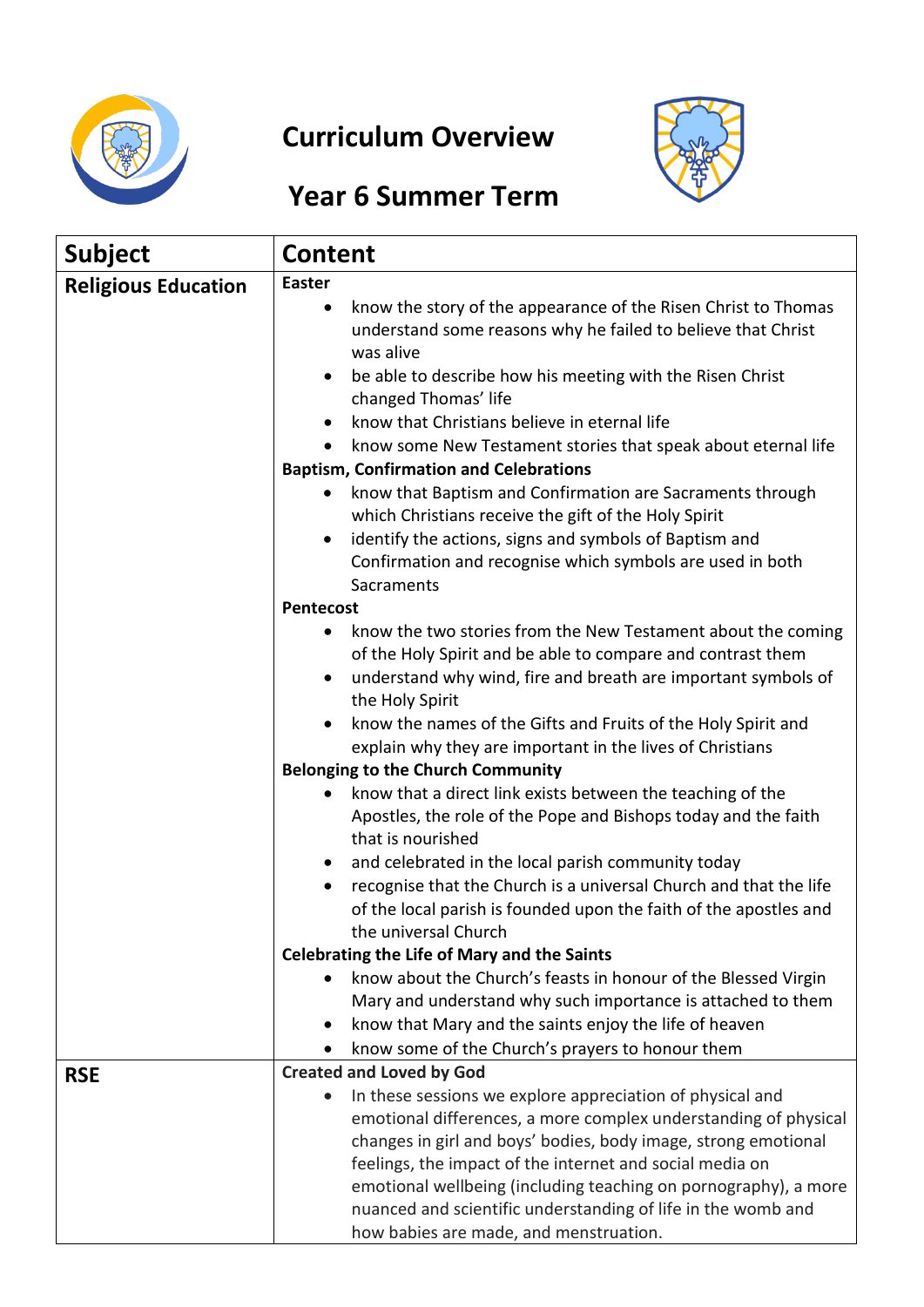# Curriculum Overview

## Year 6 Summer Term

| Subject | Content |
|---|---|
| **Religious Education** | **Easter**<br>• know the story of the appearance of the Risen Christ to Thomas understand some reasons why he failed to believe that Christ was alive<br>• be able to describe how his meeting with the Risen Christ changed Thomas' life<br>• know that Christians believe in eternal life<br>• know some New Testament stories that speak about eternal life<br>**Baptism, Confirmation and Celebrations**<br>• know that Baptism and Confirmation are Sacraments through which Christians receive the gift of the Holy Spirit<br>• identify the actions, signs and symbols of Baptism and Confirmation and recognise which symbols are used in both Sacraments<br>**Pentecost**<br>• know the two stories from the New Testament about the coming of the Holy Spirit and be able to compare and contrast them<br>• understand why wind, fire and breath are important symbols of the Holy Spirit<br>• know the names of the Gifts and Fruits of the Holy Spirit and explain why they are important in the lives of Christians<br>**Belonging to the Church Community**<br>• know that a direct link exists between the teaching of the Apostles, the role of the Pope and Bishops today and the faith that is nourished<br>• and celebrated in the local parish community today<br>• recognise that the Church is a universal Church and that the life of the local parish is founded upon the faith of the apostles and the universal Church<br>**Celebrating the Life of Mary and the Saints**<br>• know about the Church's feasts in honour of the Blessed Virgin Mary and understand why such importance is attached to them<br>• know that Mary and the saints enjoy the life of heaven<br>• know some of the Church's prayers to honour them |
| **RSE** | **Created and Loved by God**<br>• In these sessions we explore appreciation of physical and emotional differences, a more complex understanding of physical changes in girl and boys' bodies, body image, strong emotional feelings, the impact of the internet and social media on emotional wellbeing (including teaching on pornography), a more nuanced and scientific understanding of life in the womb and how babies are made, and menstruation. |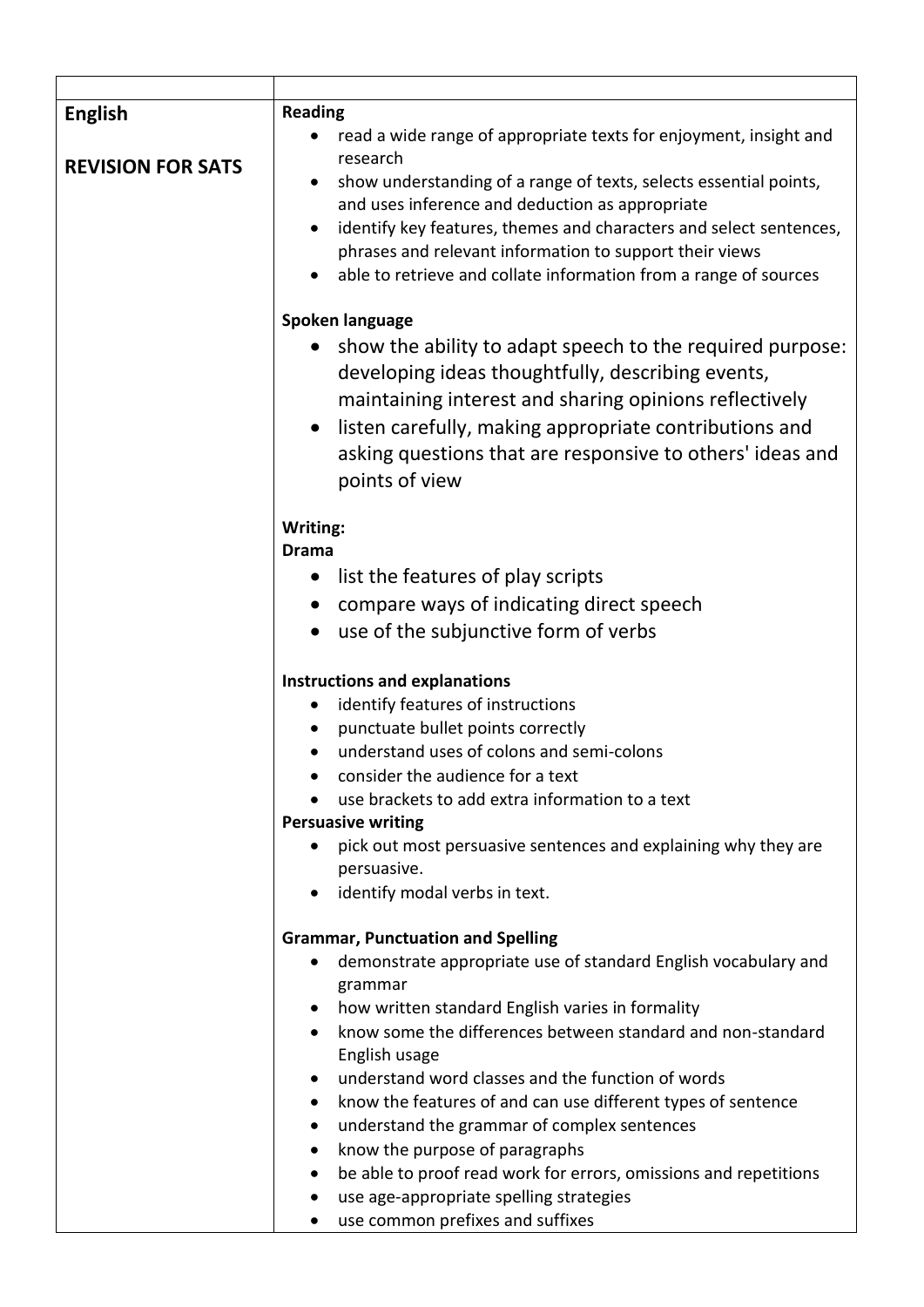| | |
|---|---|
| **English**<br><br>**REVISION FOR SATS** | **Reading**<br>• read a wide range of appropriate texts for enjoyment, insight and research<br>• show understanding of a range of texts, selects essential points, and uses inference and deduction as appropriate<br>• identify key features, themes and characters and select sentences, phrases and relevant information to support their views<br>• able to retrieve and collate information from a range of sources<br><br>**Spoken language**<br>• show the ability to adapt speech to the required purpose: developing ideas thoughtfully, describing events, maintaining interest and sharing opinions reflectively<br>• listen carefully, making appropriate contributions and asking questions that are responsive to others' ideas and points of view<br><br>**Writing:**<br>**Drama**<br>• list the features of play scripts<br>• compare ways of indicating direct speech<br>• use of the subjunctive form of verbs<br><br>**Instructions and explanations**<br>• identify features of instructions<br>• punctuate bullet points correctly<br>• understand uses of colons and semi-colons<br>• consider the audience for a text<br>• use brackets to add extra information to a text<br>**Persuasive writing**<br>• pick out most persuasive sentences and explaining why they are persuasive.<br>• identify modal verbs in text.<br><br>**Grammar, Punctuation and Spelling**<br>• demonstrate appropriate use of standard English vocabulary and grammar<br>• how written standard English varies in formality<br>• know some the differences between standard and non-standard English usage<br>• understand word classes and the function of words<br>• know the features of and can use different types of sentence<br>• understand the grammar of complex sentences<br>• know the purpose of paragraphs<br>• be able to proof read work for errors, omissions and repetitions<br>• use age-appropriate spelling strategies<br>• use common prefixes and suffixes |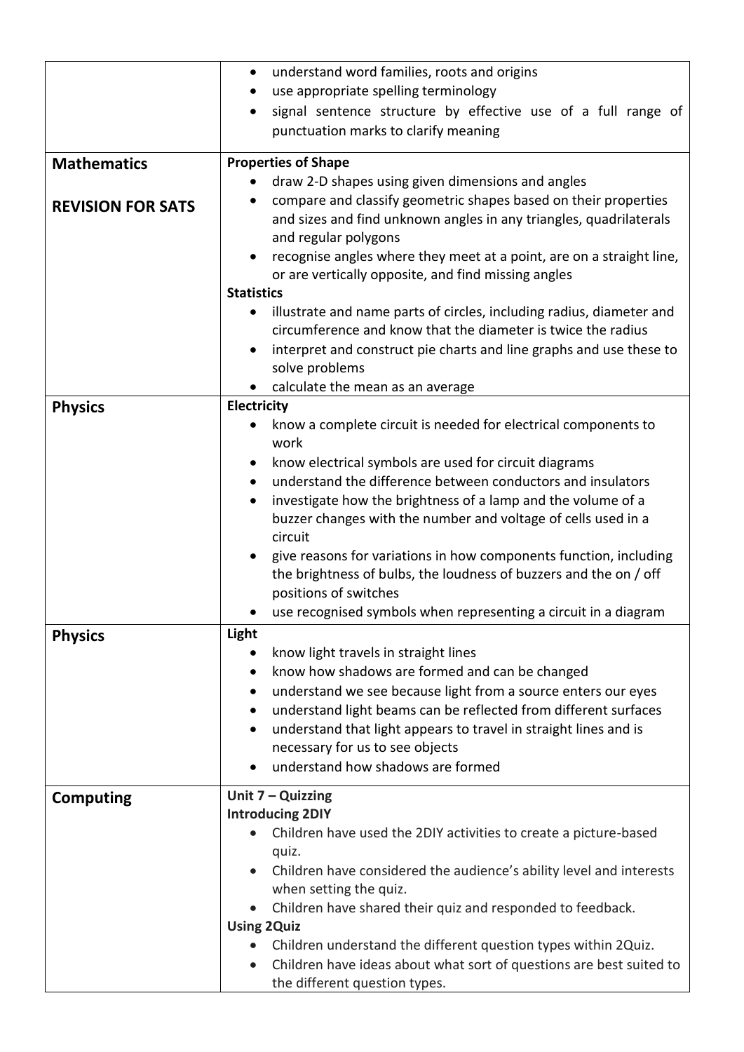| | |
|---|---|
| | • understand word families, roots and origins<br>• use appropriate spelling terminology<br>• signal sentence structure by effective use of a full range of punctuation marks to clarify meaning |
| **Mathematics**<br><br>**REVISION FOR SATS** | **Properties of Shape**<br>• draw 2-D shapes using given dimensions and angles<br>• compare and classify geometric shapes based on their properties and sizes and find unknown angles in any triangles, quadrilaterals and regular polygons<br>• recognise angles where they meet at a point, are on a straight line, or are vertically opposite, and find missing angles<br>**Statistics**<br>• illustrate and name parts of circles, including radius, diameter and circumference and know that the diameter is twice the radius<br>• interpret and construct pie charts and line graphs and use these to solve problems<br>• calculate the mean as an average |
| **Physics** | **Electricity**<br>• know a complete circuit is needed for electrical components to work<br>• know electrical symbols are used for circuit diagrams<br>• understand the difference between conductors and insulators<br>• investigate how the brightness of a lamp and the volume of a buzzer changes with the number and voltage of cells used in a circuit<br>• give reasons for variations in how components function, including the brightness of bulbs, the loudness of buzzers and the on / off positions of switches<br>• use recognised symbols when representing a circuit in a diagram |
| **Physics** | **Light**<br>• know light travels in straight lines<br>• know how shadows are formed and can be changed<br>• understand we see because light from a source enters our eyes<br>• understand light beams can be reflected from different surfaces<br>• understand that light appears to travel in straight lines and is necessary for us to see objects<br>• understand how shadows are formed |
| **Computing** | **Unit 7 – Quizzing**<br>**Introducing 2DIY**<br>• Children have used the 2DIY activities to create a picture-based quiz.<br>• Children have considered the audience's ability level and interests when setting the quiz.<br>• Children have shared their quiz and responded to feedback.<br>**Using 2Quiz**<br>• Children understand the different question types within 2Quiz.<br>• Children have ideas about what sort of questions are best suited to the different question types. |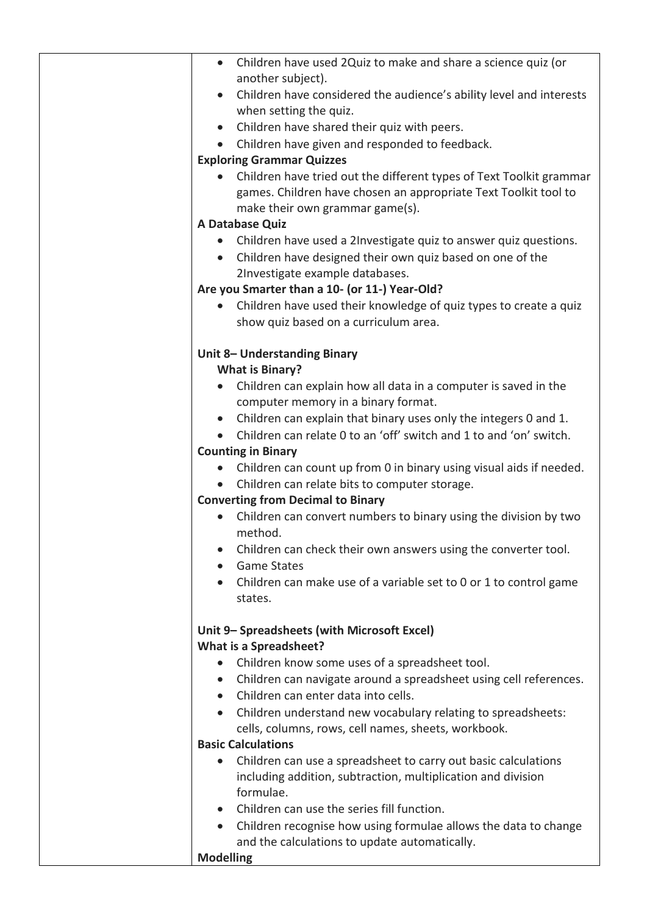| | |
|---|---|
| | • Children have used 2Quiz to make and share a science quiz (or another subject).<br>• Children have considered the audience's ability level and interests when setting the quiz.<br>• Children have shared their quiz with peers.<br>• Children have given and responded to feedback.<br>**Exploring Grammar Quizzes**<br>• Children have tried out the different types of Text Toolkit grammar games. Children have chosen an appropriate Text Toolkit tool to make their own grammar game(s).<br>**A Database Quiz**<br>• Children have used a 2Investigate quiz to answer quiz questions.<br>• Children have designed their own quiz based on one of the 2Investigate example databases.<br>**Are you Smarter than a 10- (or 11-) Year-Old?**<br>• Children have used their knowledge of quiz types to create a quiz show quiz based on a curriculum area.<br><br>**Unit 8– Understanding Binary**<br>**What is Binary?**<br>• Children can explain how all data in a computer is saved in the computer memory in a binary format.<br>• Children can explain that binary uses only the integers 0 and 1.<br>• Children can relate 0 to an 'off' switch and 1 to and 'on' switch.<br>**Counting in Binary**<br>• Children can count up from 0 in binary using visual aids if needed.<br>• Children can relate bits to computer storage.<br>**Converting from Decimal to Binary**<br>• Children can convert numbers to binary using the division by two method.<br>• Children can check their own answers using the converter tool.<br>• Game States<br>• Children can make use of a variable set to 0 or 1 to control game states.<br><br>**Unit 9– Spreadsheets (with Microsoft Excel)**<br>**What is a Spreadsheet?**<br>• Children know some uses of a spreadsheet tool.<br>• Children can navigate around a spreadsheet using cell references.<br>• Children can enter data into cells.<br>• Children understand new vocabulary relating to spreadsheets: cells, columns, rows, cell names, sheets, workbook.<br>**Basic Calculations**<br>• Children can use a spreadsheet to carry out basic calculations including addition, subtraction, multiplication and division formulae.<br>• Children can use the series fill function.<br>• Children recognise how using formulae allows the data to change and the calculations to update automatically.<br>**Modelling** |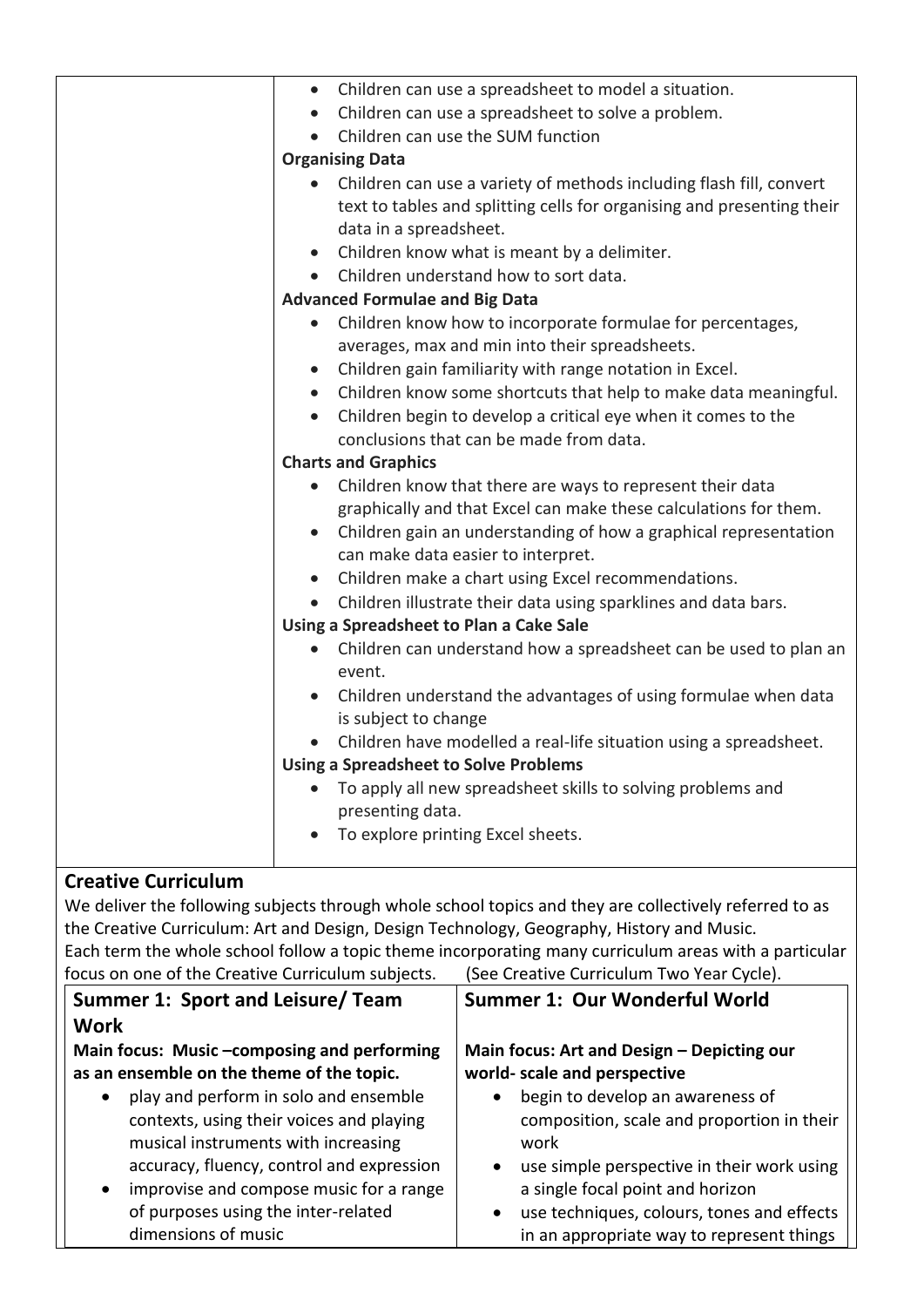| | |
|---|---|
| | • Children can use a spreadsheet to model a situation.<br>• Children can use a spreadsheet to solve a problem.<br>• Children can use the SUM function<br>**Organising Data**<br>• Children can use a variety of methods including flash fill, convert text to tables and splitting cells for organising and presenting their data in a spreadsheet.<br>• Children know what is meant by a delimiter.<br>• Children understand how to sort data.<br>**Advanced Formulae and Big Data**<br>• Children know how to incorporate formulae for percentages, averages, max and min into their spreadsheets.<br>• Children gain familiarity with range notation in Excel.<br>• Children know some shortcuts that help to make data meaningful.<br>• Children begin to develop a critical eye when it comes to the conclusions that can be made from data.<br>**Charts and Graphics**<br>• Children know that there are ways to represent their data graphically and that Excel can make these calculations for them.<br>• Children gain an understanding of how a graphical representation can make data easier to interpret.<br>• Children make a chart using Excel recommendations.<br>• Children illustrate their data using sparklines and data bars.<br>**Using a Spreadsheet to Plan a Cake Sale**<br>• Children can understand how a spreadsheet can be used to plan an event.<br>• Children understand the advantages of using formulae when data is subject to change<br>• Children have modelled a real-life situation using a spreadsheet.<br>**Using a Spreadsheet to Solve Problems**<br>• To apply all new spreadsheet skills to solving problems and presenting data.<br>• To explore printing Excel sheets. |

## Creative Curriculum

We deliver the following subjects through whole school topics and they are collectively referred to as the Creative Curriculum: Art and Design, Design Technology, Geography, History and Music.
Each term the whole school follow a topic theme incorporating many curriculum areas with a particular focus on one of the Creative Curriculum subjects. (See Creative Curriculum Two Year Cycle).

| **Summer 1: Sport and Leisure/ Team Work** | **Summer 1: Our Wonderful World** |
|---|---|
| **Main focus: Music –composing and performing as an ensemble on the theme of the topic.**<br>• play and perform in solo and ensemble contexts, using their voices and playing musical instruments with increasing accuracy, fluency, control and expression<br>• improvise and compose music for a range of purposes using the inter-related dimensions of music | **Main focus: Art and Design – Depicting our world- scale and perspective**<br>• begin to develop an awareness of composition, scale and proportion in their work<br>• use simple perspective in their work using a single focal point and horizon<br>• use techniques, colours, tones and effects in an appropriate way to represent things |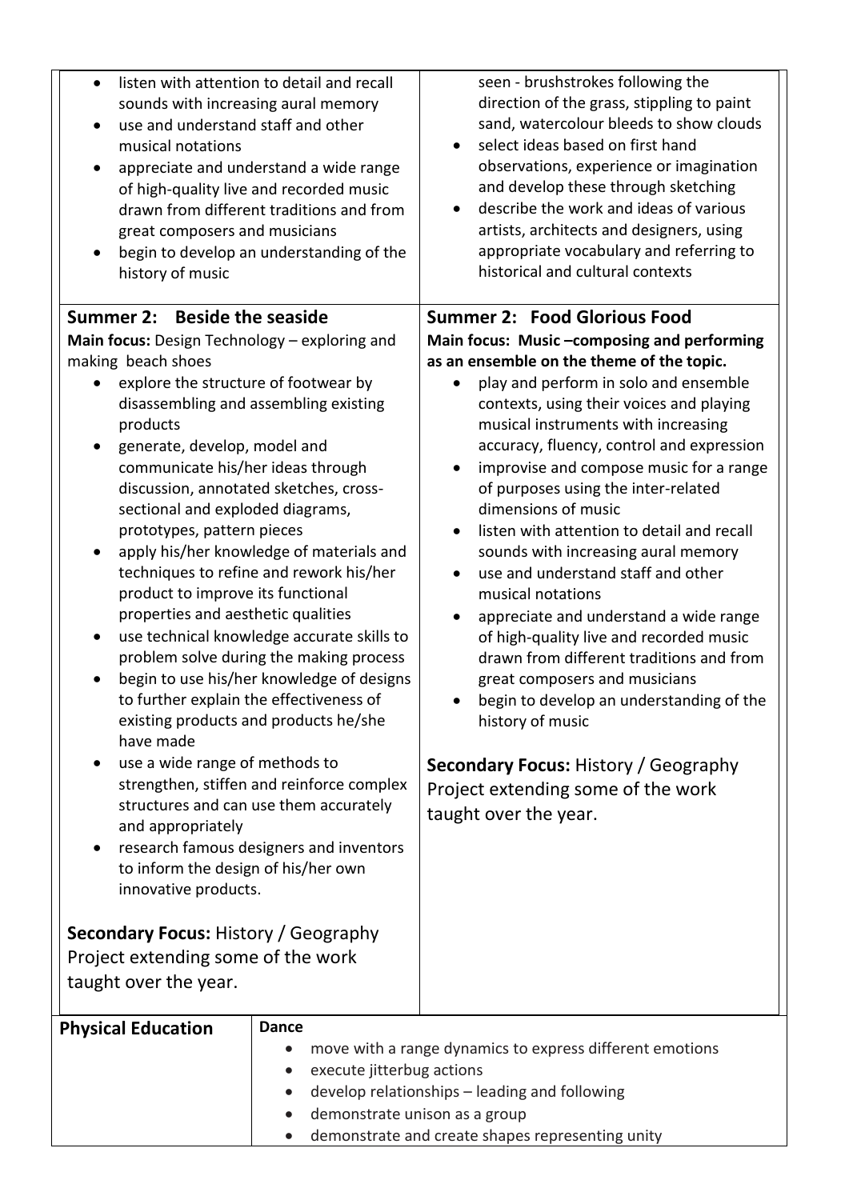| | |
|---|---|
| • listen with attention to detail and recall sounds with increasing aural memory<br>• use and understand staff and other musical notations<br>• appreciate and understand a wide range of high-quality live and recorded music drawn from different traditions and from great composers and musicians<br>• begin to develop an understanding of the history of music | seen - brushstrokes following the direction of the grass, stippling to paint sand, watercolour bleeds to show clouds<br>• select ideas based on first hand observations, experience or imagination and develop these through sketching<br>• describe the work and ideas of various artists, architects and designers, using appropriate vocabulary and referring to historical and cultural contexts |
| **Summer 2: Beside the seaside**<br>**Main focus:** Design Technology – exploring and making beach shoes<br>• explore the structure of footwear by disassembling and assembling existing products<br>• generate, develop, model and communicate his/her ideas through discussion, annotated sketches, cross-sectional and exploded diagrams, prototypes, pattern pieces<br>• apply his/her knowledge of materials and techniques to refine and rework his/her product to improve its functional properties and aesthetic qualities<br>• use technical knowledge accurate skills to problem solve during the making process<br>• begin to use his/her knowledge of designs to further explain the effectiveness of existing products and products he/she have made<br>• use a wide range of methods to strengthen, stiffen and reinforce complex structures and can use them accurately and appropriately<br>• research famous designers and inventors to inform the design of his/her own innovative products.<br><br>**Secondary Focus:** History / Geography Project extending some of the work taught over the year. | **Summer 2: Food Glorious Food**<br>**Main focus: Music –composing and performing as an ensemble on the theme of the topic.**<br>• play and perform in solo and ensemble contexts, using their voices and playing musical instruments with increasing accuracy, fluency, control and expression<br>• improvise and compose music for a range of purposes using the inter-related dimensions of music<br>• listen with attention to detail and recall sounds with increasing aural memory<br>• use and understand staff and other musical notations<br>• appreciate and understand a wide range of high-quality live and recorded music drawn from different traditions and from great composers and musicians<br>• begin to develop an understanding of the history of music<br><br>**Secondary Focus:** History / Geography Project extending some of the work taught over the year. |

| **Physical Education** | **Dance**<br>• move with a range dynamics to express different emotions<br>• execute jitterbug actions<br>• develop relationships – leading and following<br>• demonstrate unison as a group<br>• demonstrate and create shapes representing unity |
|---|---|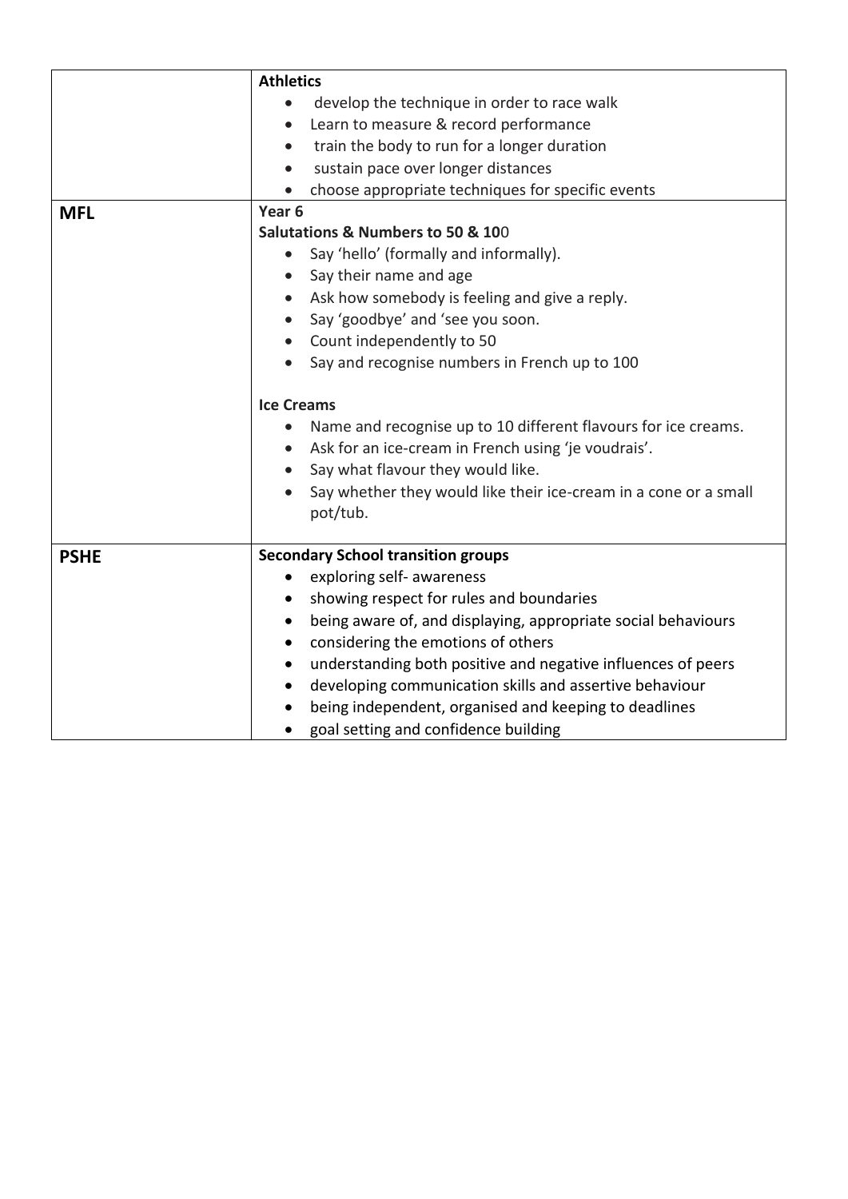| | |
|---|---|
| | **Athletics**<br>• develop the technique in order to race walk<br>• Learn to measure & record performance<br>• train the body to run for a longer duration<br>• sustain pace over longer distances<br>• choose appropriate techniques for specific events |
| **MFL** | **Year 6**<br>**Salutations & Numbers to 50 & 100**<br>• Say 'hello' (formally and informally).<br>• Say their name and age<br>• Ask how somebody is feeling and give a reply.<br>• Say 'goodbye' and 'see you soon.<br>• Count independently to 50<br>• Say and recognise numbers in French up to 100<br><br>**Ice Creams**<br>• Name and recognise up to 10 different flavours for ice creams.<br>• Ask for an ice-cream in French using 'je voudrais'.<br>• Say what flavour they would like.<br>• Say whether they would like their ice-cream in a cone or a small pot/tub. |
| **PSHE** | **Secondary School transition groups**<br>• exploring self- awareness<br>• showing respect for rules and boundaries<br>• being aware of, and displaying, appropriate social behaviours<br>• considering the emotions of others<br>• understanding both positive and negative influences of peers<br>• developing communication skills and assertive behaviour<br>• being independent, organised and keeping to deadlines<br>• goal setting and confidence building |